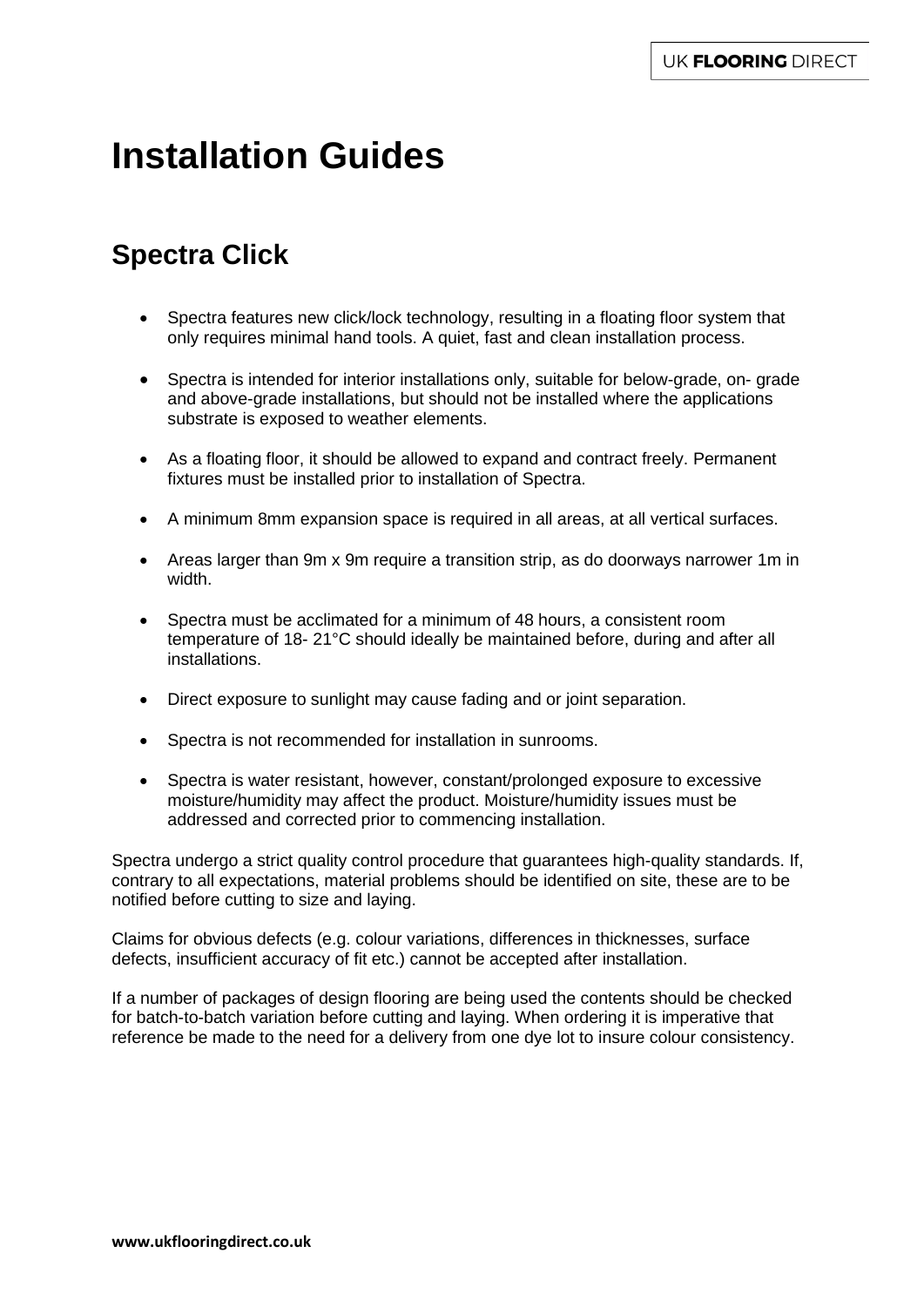# Installation Guides

## Spectra Click

- Spectra features new click/lock technology, resulting in a floating floor system that only requires minimal hand tools. A quiet, fast and clean installation process.
- Spectra is intended for interior installations only, suitable for below-grade, on- grade and above-grade installations, but should not be installed where the applications substrate is exposed to weather elements.
- As a floating floor, it should be allowed to expand and contract freely. Permanent fixtures must be installed prior to installation of Spectra.
- A minimum 8mm expansion space is required in all areas, at all vertical surfaces.
- Areas larger than 9m x 9m require a transition strip, as do doorways narrower 1m in width.
- Spectra must be acclimated for a minimum of 48 hours, a consistent room temperature of 18- 21°C should ideally be maintained before, during and after all installations.
- Direct exposure to sunlight may cause fading and or joint separation.
- Spectra is not recommended for installation in sunrooms.
- Spectra is water resistant, however, constant/prolonged exposure to excessive moisture/humidity may affect the product. Moisture/humidity issues must be addressed and corrected prior to commencing installation.

Spectra undergo a strict quality control procedure that guarantees high-quality standards. If, contrary to all expectations, material problems should be identified on site, these are to be notified before cutting to size and laying.

Claims for obvious defects (e.g. colour variations, differences in thicknesses, surface defects, insufficient accuracy of fit etc.) cannot be accepted after installation.

If a number of packages of design flooring are being used the contents should be checked for batch-to-batch variation before cutting and laying. When ordering it is imperative that reference be made to the need for a delivery from one dye lot to insure colour consistency.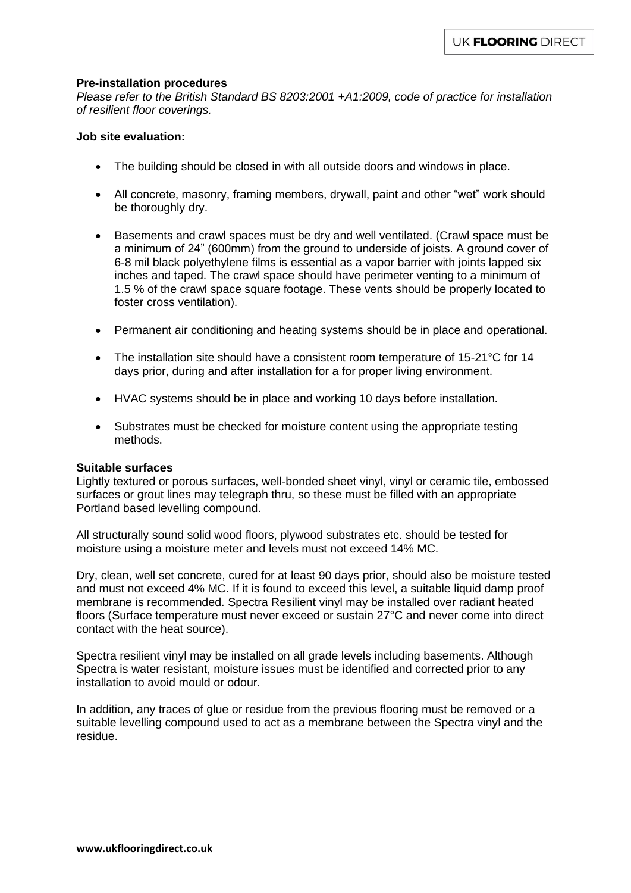**Pre-installation procedures**

*Please refer to the British Standard BS 8203:2001 +A1:2009, code of practice for installation of resilient floor coverings.*

**Job site evaluation:**

- The building should be closed in with all outside doors and windows in place.
- All concrete, masonry, framing members, drywall, paint and other "wet" work should be thoroughly dry.
- Basements and crawl spaces must be dry and well ventilated. (Crawl space must be a minimum of 24" (600mm) from the ground to underside of joists. A ground cover of 6-8 mil black polyethylene films is essential as a vapor barrier with joints lapped six inches and taped. The crawl space should have perimeter venting to a minimum of 1.5 % of the crawl space square footage. These vents should be properly located to foster cross ventilation).
- Permanent air conditioning and heating systems should be in place and operational.
- The installation site should have a consistent room temperature of 15-21°C for 14 days prior, during and after installation for a for proper living environment.
- HVAC systems should be in place and working 10 days before installation.
- Substrates must be checked for moisture content using the appropriate testing methods.

**Suitable surfaces**

Lightly textured or porous surfaces, well-bonded sheet vinyl, vinyl or ceramic tile, embossed surfaces or grout lines may telegraph thru, so these must be filled with an appropriate Portland based levelling compound.

All structurally sound solid wood floors, plywood substrates etc. should be tested for moisture using a moisture meter and levels must not exceed 14% MC.

Dry, clean, well set concrete, cured for at least 90 days prior, should also be moisture tested and must not exceed 4% MC. If it is found to exceed this level, a suitable liquid damp proof membrane is recommended. Spectra Resilient vinyl may be installed over radiant heated floors (Surface temperature must never exceed or sustain 27°C and never come into direct contact with the heat source).

Spectra resilient vinyl may be installed on all grade levels including basements. Although Spectra is water resistant, moisture issues must be identified and corrected prior to any installation to avoid mould or odour.

In addition, any traces of glue or residue from the previous flooring must be removed or a suitable levelling compound used to act as a membrane between the Spectra vinyl and the residue.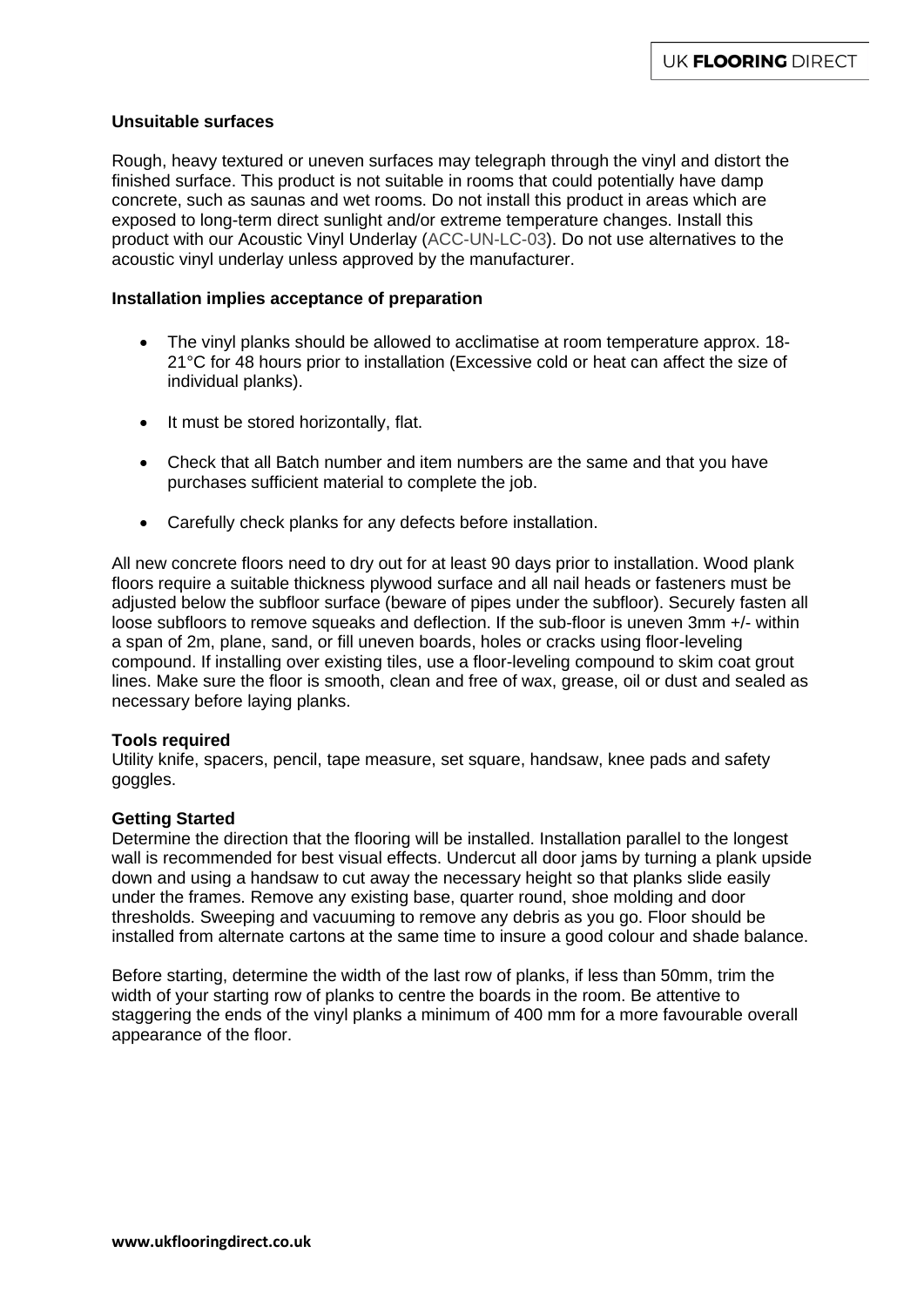**Unsuitable surfaces**

Rough, heavy textured or uneven surfaces may telegraph through the vinyl and distort the finished surface. This product is not suitable in rooms that could potentially have damp concrete, such as saunas and wet rooms. Do not install this product in areas which are exposed to long-term direct sunlight and/or extreme temperature changes. Install this product with our Acoustic Vinyl Underlay (ACC-UN-LC-03). Do not use alternatives to the acoustic vinyl underlay unless approved by the manufacturer.

**Installation implies acceptance of preparation**

- The vinyl planks should be allowed to acclimatise at room temperature approx. 18-21°C for 48 hours prior to installation (Excessive cold or heat can affect the size of individual planks).
- It must be stored horizontally, flat.
- Check that all Batch number and item numbers are the same and that you have purchases sufficient material to complete the job.
- Carefully check planks for any defects before installation.

All new concrete floors need to dry out for at least 90 days prior to installation. Wood plank floors require a suitable thickness plywood surface and all nail heads or fasteners must be adjusted below the subfloor surface (beware of pipes under the subfloor). Securely fasten all loose subfloors to remove squeaks and deflection. If the sub-floor is uneven 3mm +/- within a span of 2m, plane, sand, or fill uneven boards, holes or cracks using floor-leveling compound. If installing over existing tiles, use a floor-leveling compound to skim coat grout lines. Make sure the floor is smooth, clean and free of wax, grease, oil or dust and sealed as necessary before laying planks.

**Tools required**
Utility knife, spacers, pencil, tape measure, set square, handsaw, knee pads and safety goggles.

**Getting Started**
Determine the direction that the flooring will be installed. Installation parallel to the longest wall is recommended for best visual effects. Undercut all door jams by turning a plank upside down and using a handsaw to cut away the necessary height so that planks slide easily under the frames. Remove any existing base, quarter round, shoe molding and door thresholds. Sweeping and vacuuming to remove any debris as you go. Floor should be installed from alternate cartons at the same time to insure a good colour and shade balance.

Before starting, determine the width of the last row of planks, if less than 50mm, trim the width of your starting row of planks to centre the boards in the room. Be attentive to staggering the ends of the vinyl planks a minimum of 400 mm for a more favourable overall appearance of the floor.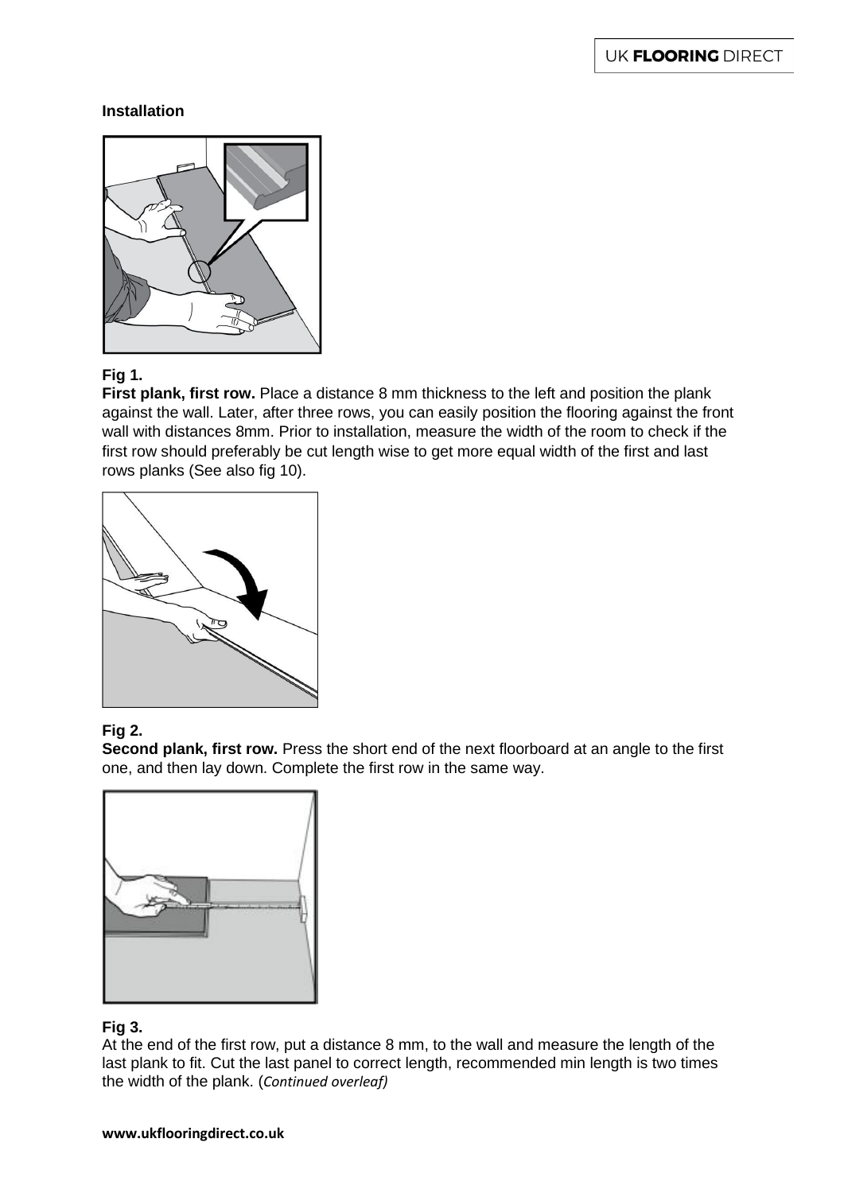**Installation**

**Fig 1.**
**First plank, first row.** Place a distance 8 mm thickness to the left and position the plank against the wall. Later, after three rows, you can easily position the flooring against the front wall with distances 8mm. Prior to installation, measure the width of the room to check if the first row should preferably be cut length wise to get more equal width of the first and last rows planks (See also fig 10).

**Fig 2.**
**Second plank, first row.** Press the short end of the next floorboard at an angle to the first one, and then lay down. Complete the first row in the same way.

**Fig 3.**
At the end of the first row, put a distance 8 mm, to the wall and measure the length of the last plank to fit. Cut the last panel to correct length, recommended min length is two times the width of the plank. (*Continued overleaf)*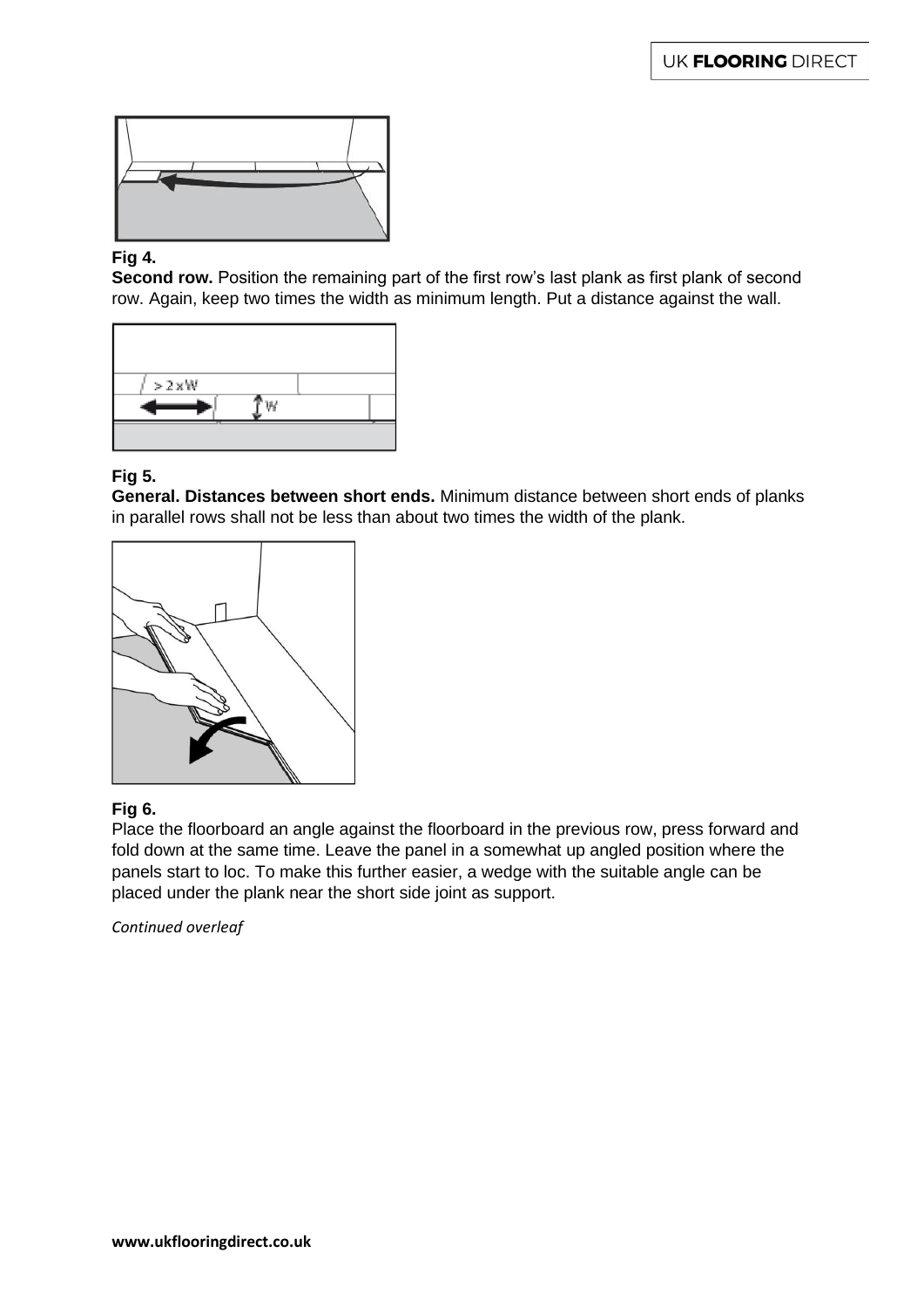**Fig 4.**
**Second row.** Position the remaining part of the first row's last plank as first plank of second row. Again, keep two times the width as minimum length. Put a distance against the wall.

**Fig 5.**
**General. Distances between short ends.** Minimum distance between short ends of planks in parallel rows shall not be less than about two times the width of the plank.

**Fig 6.**
Place the floorboard an angle against the floorboard in the previous row, press forward and fold down at the same time. Leave the panel in a somewhat up angled position where the panels start to loc. To make this further easier, a wedge with the suitable angle can be placed under the plank near the short side joint as support.

*Continued overleaf*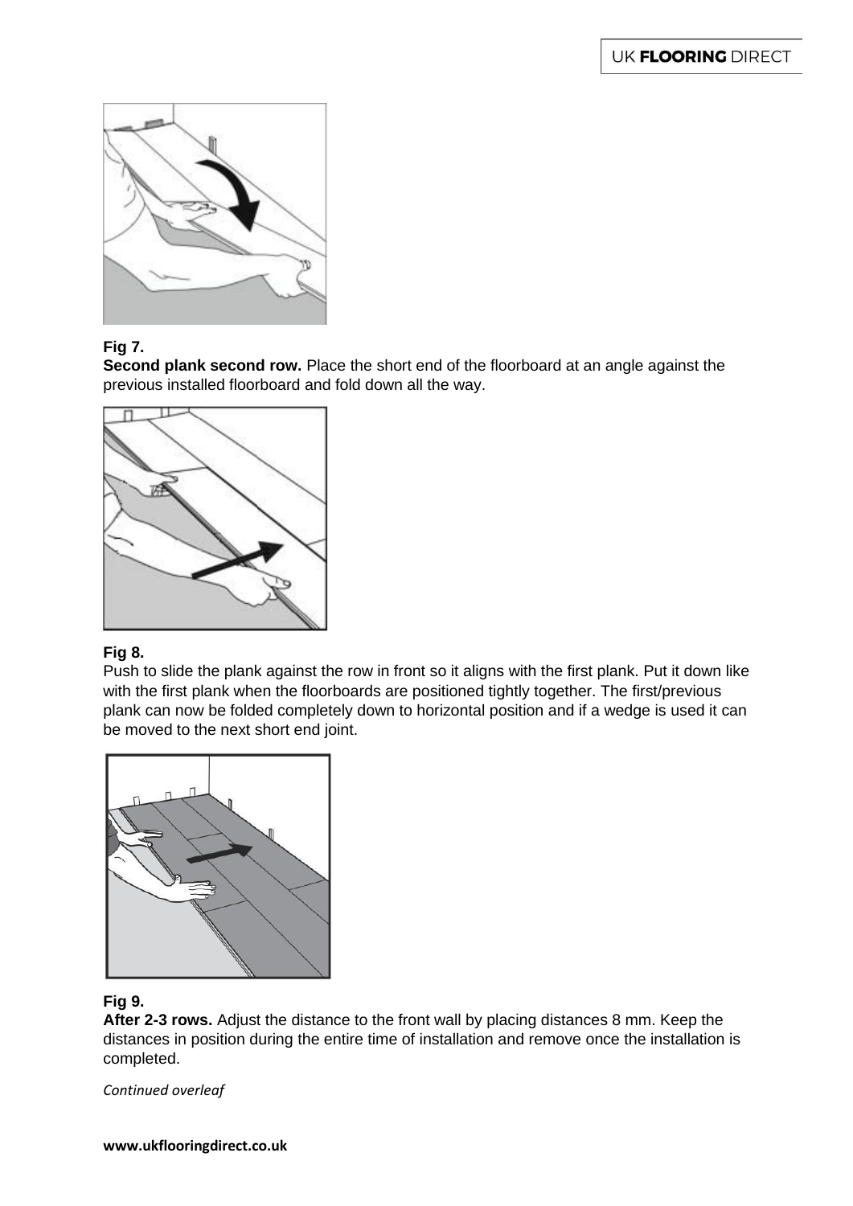**Fig 7.**

**Second plank second row.** Place the short end of the floorboard at an angle against the previous installed floorboard and fold down all the way.

**Fig 8.**

Push to slide the plank against the row in front so it aligns with the first plank. Put it down like with the first plank when the floorboards are positioned tightly together. The first/previous plank can now be folded completely down to horizontal position and if a wedge is used it can be moved to the next short end joint.

**Fig 9.**

**After 2-3 rows.** Adjust the distance to the front wall by placing distances 8 mm. Keep the distances in position during the entire time of installation and remove once the installation is completed.

*Continued overleaf*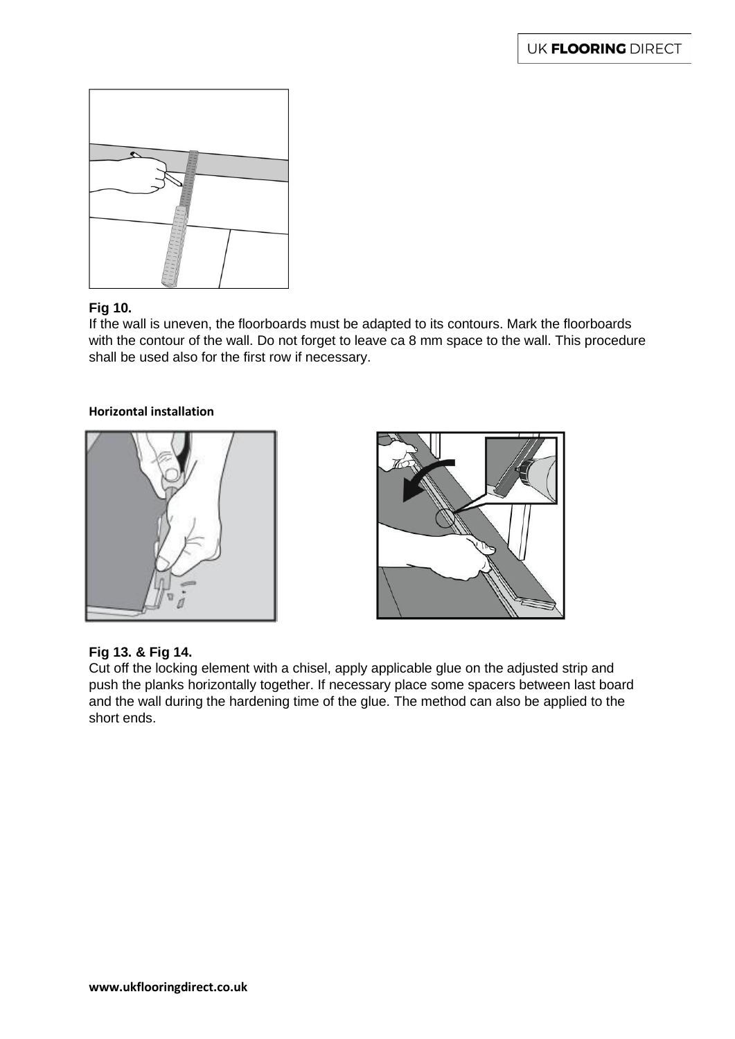**Fig 10.**
If the wall is uneven, the floorboards must be adapted to its contours. Mark the floorboards with the contour of the wall. Do not forget to leave ca 8 mm space to the wall. This procedure shall be used also for the first row if necessary.

**Horizontal installation**

**Fig 13. & Fig 14.**
Cut off the locking element with a chisel, apply applicable glue on the adjusted strip and push the planks horizontally together. If necessary place some spacers between last board and the wall during the hardening time of the glue. The method can also be applied to the short ends.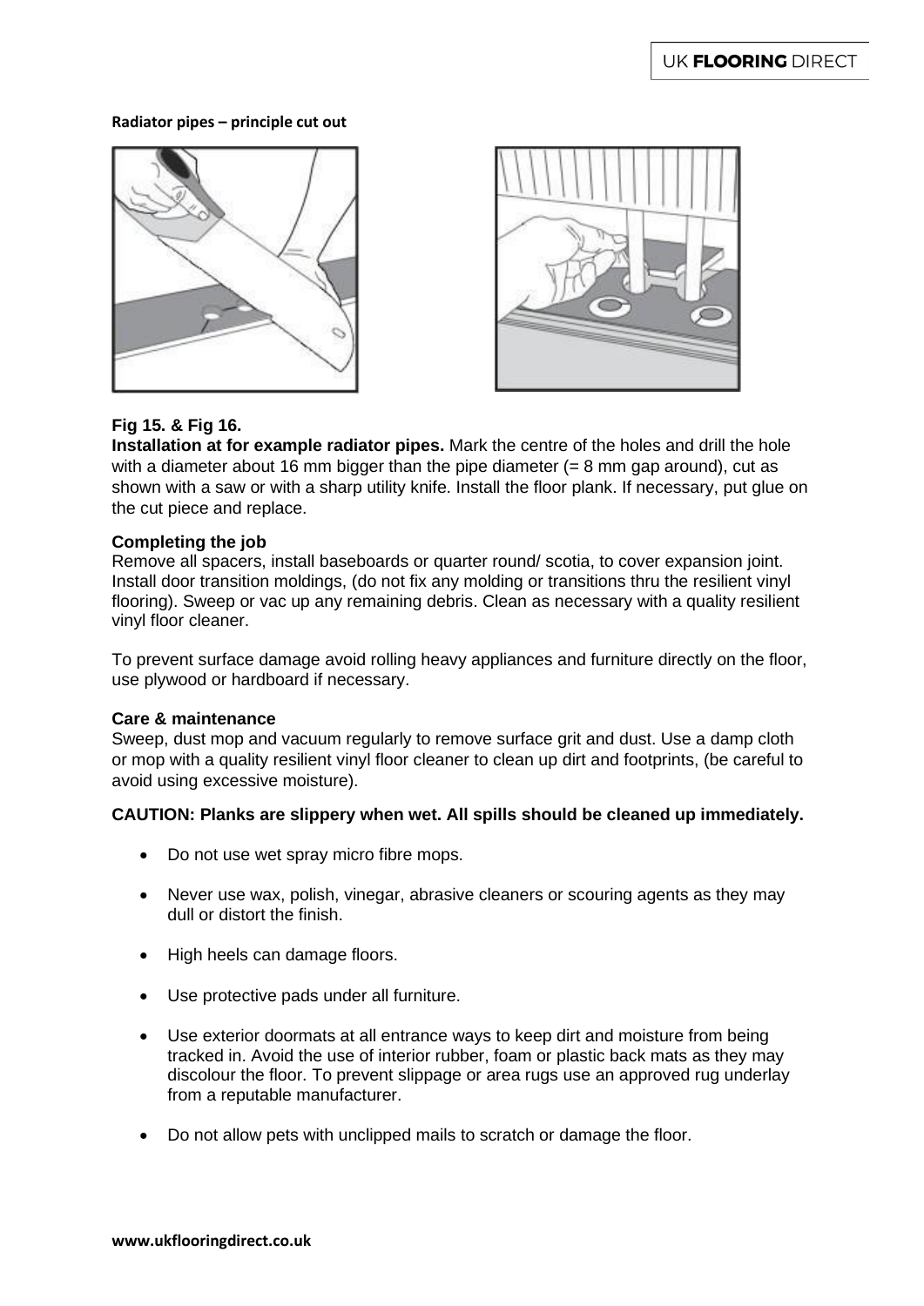**Radiator pipes – principle cut out**

**Fig 15. & Fig 16.**

**Installation at for example radiator pipes.** Mark the centre of the holes and drill the hole with a diameter about 16 mm bigger than the pipe diameter (= 8 mm gap around), cut as shown with a saw or with a sharp utility knife. Install the floor plank. If necessary, put glue on the cut piece and replace.

**Completing the job**

Remove all spacers, install baseboards or quarter round/ scotia, to cover expansion joint. Install door transition moldings, (do not fix any molding or transitions thru the resilient vinyl flooring). Sweep or vac up any remaining debris. Clean as necessary with a quality resilient vinyl floor cleaner.

To prevent surface damage avoid rolling heavy appliances and furniture directly on the floor, use plywood or hardboard if necessary.

**Care & maintenance**

Sweep, dust mop and vacuum regularly to remove surface grit and dust. Use a damp cloth or mop with a quality resilient vinyl floor cleaner to clean up dirt and footprints, (be careful to avoid using excessive moisture).

**CAUTION: Planks are slippery when wet. All spills should be cleaned up immediately.**

- Do not use wet spray micro fibre mops.
- Never use wax, polish, vinegar, abrasive cleaners or scouring agents as they may dull or distort the finish.
- High heels can damage floors.
- Use protective pads under all furniture.
- Use exterior doormats at all entrance ways to keep dirt and moisture from being tracked in. Avoid the use of interior rubber, foam or plastic back mats as they may discolour the floor. To prevent slippage or area rugs use an approved rug underlay from a reputable manufacturer.
- Do not allow pets with unclipped mails to scratch or damage the floor.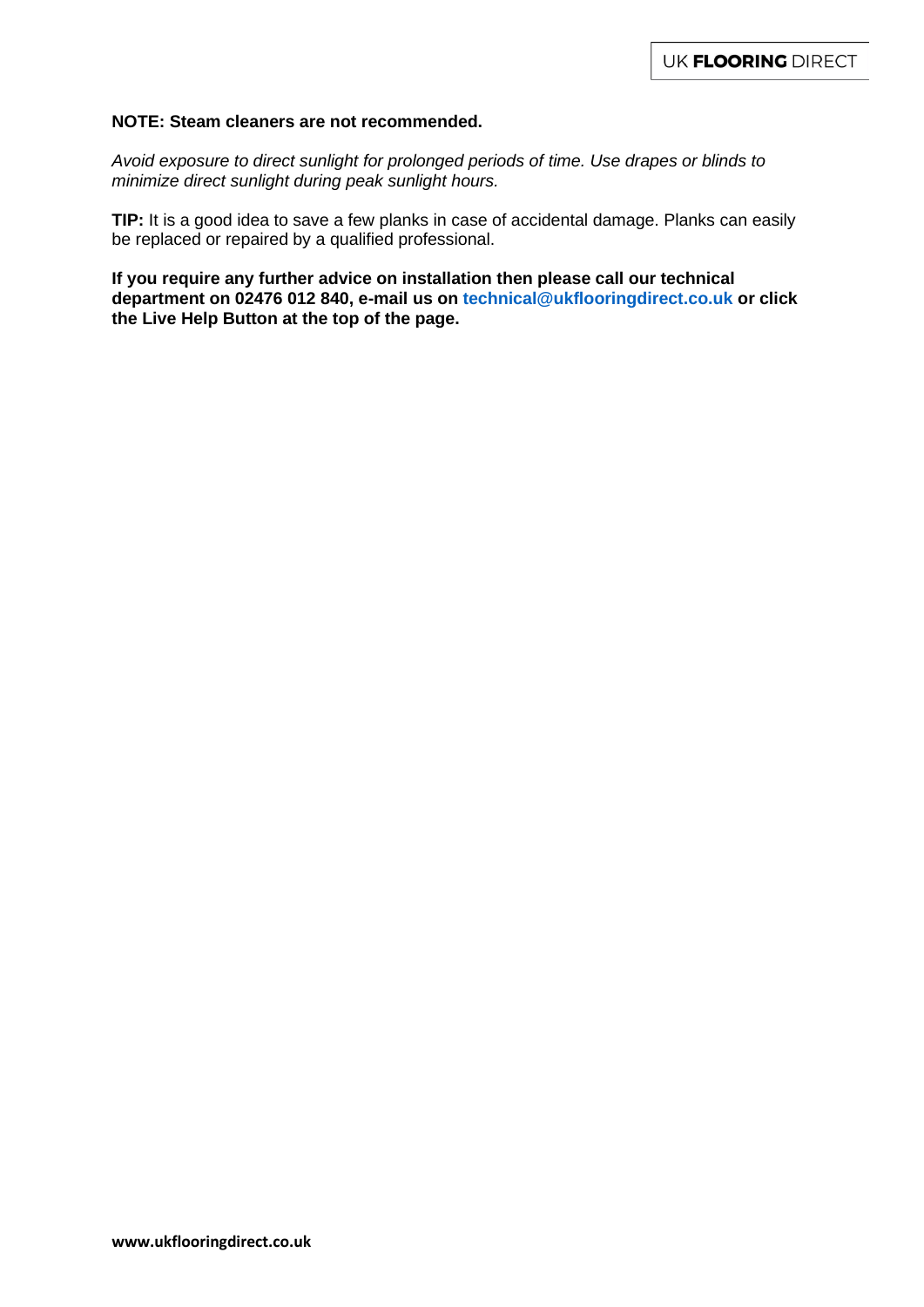**NOTE: Steam cleaners are not recommended.**

*Avoid exposure to direct sunlight for prolonged periods of time. Use drapes or blinds to minimize direct sunlight during peak sunlight hours.*

**TIP:** It is a good idea to save a few planks in case of accidental damage. Planks can easily be replaced or repaired by a qualified professional.

**If you require any further advice on installation then please call our technical department on 02476 012 840, e-mail us on technical@ukflooringdirect.co.uk or click the Live Help Button at the top of the page.**